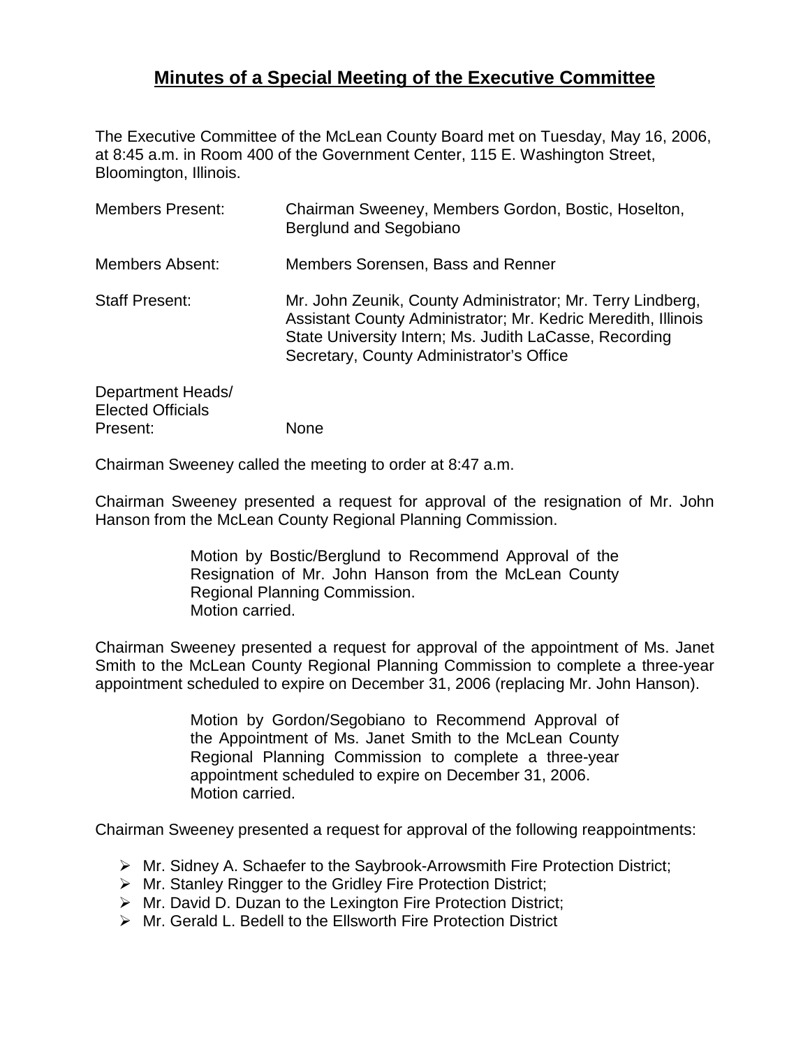# **Minutes of a Special Meeting of the Executive Committee**

The Executive Committee of the McLean County Board met on Tuesday, May 16, 2006, at 8:45 a.m. in Room 400 of the Government Center, 115 E. Washington Street, Bloomington, Illinois.

Members Present: Chairman Sweeney, Members Gordon, Bostic, Hoselton, Berglund and Segobiano

Members Absent: Members Sorensen, Bass and Renner

Staff Present: Mr. John Zeunik, County Administrator; Mr. Terry Lindberg, Assistant County Administrator; Mr. Kedric Meredith, Illinois State University Intern; Ms. Judith LaCasse, Recording Secretary, County Administrator's Office

Department Heads/ Elected Officials Present: None

Chairman Sweeney called the meeting to order at 8:47 a.m.

Chairman Sweeney presented a request for approval of the resignation of Mr. John Hanson from the McLean County Regional Planning Commission.

> Motion by Bostic/Berglund to Recommend Approval of the Resignation of Mr. John Hanson from the McLean County Regional Planning Commission.
> Motion carried.

Chairman Sweeney presented a request for approval of the appointment of Ms. Janet Smith to the McLean County Regional Planning Commission to complete a three-year appointment scheduled to expire on December 31, 2006 (replacing Mr. John Hanson).

> Motion by Gordon/Segobiano to Recommend Approval of the Appointment of Ms. Janet Smith to the McLean County Regional Planning Commission to complete a three-year appointment scheduled to expire on December 31, 2006.
> Motion carried.

Chairman Sweeney presented a request for approval of the following reappointments:

- Mr. Sidney A. Schaefer to the Saybrook-Arrowsmith Fire Protection District;
- Mr. Stanley Ringger to the Gridley Fire Protection District;
- Mr. David D. Duzan to the Lexington Fire Protection District;
- Mr. Gerald L. Bedell to the Ellsworth Fire Protection District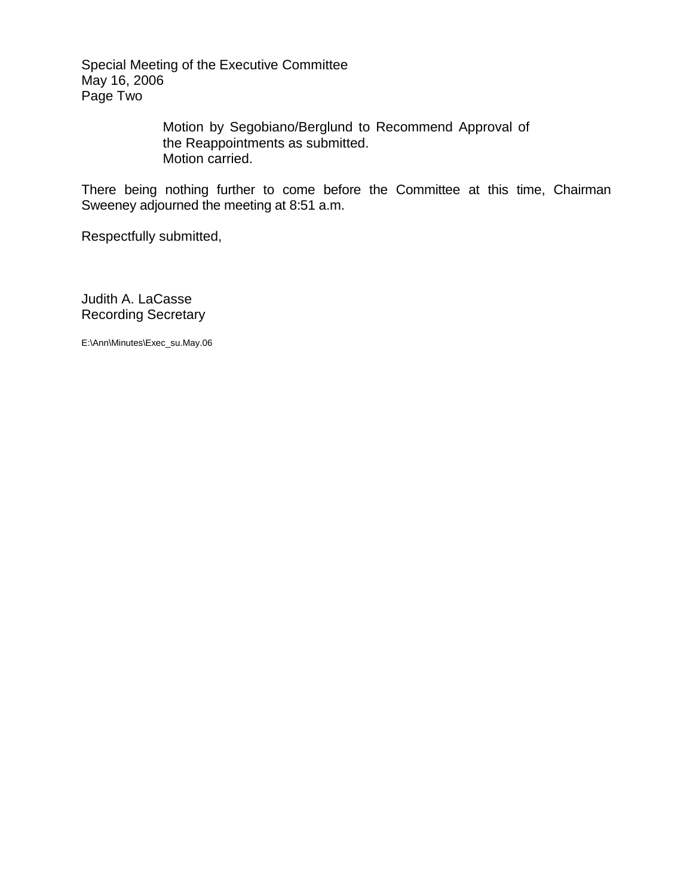Motion by Segobiano/Berglund to Recommend Approval of the Reappointments as submitted.
Motion carried.

There being nothing further to come before the Committee at this time, Chairman Sweeney adjourned the meeting at 8:51 a.m.

Respectfully submitted,

Judith A. LaCasse
Recording Secretary

E:\Ann\Minutes\Exec_su.May.06